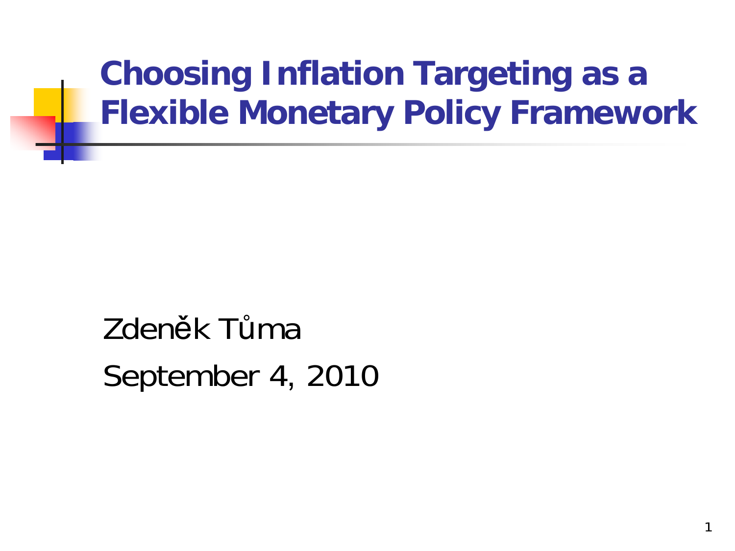# Choosing Inflation Targeting as a Flexible Monetary Policy Framework

Zdeněk Tůma

September 4, 2010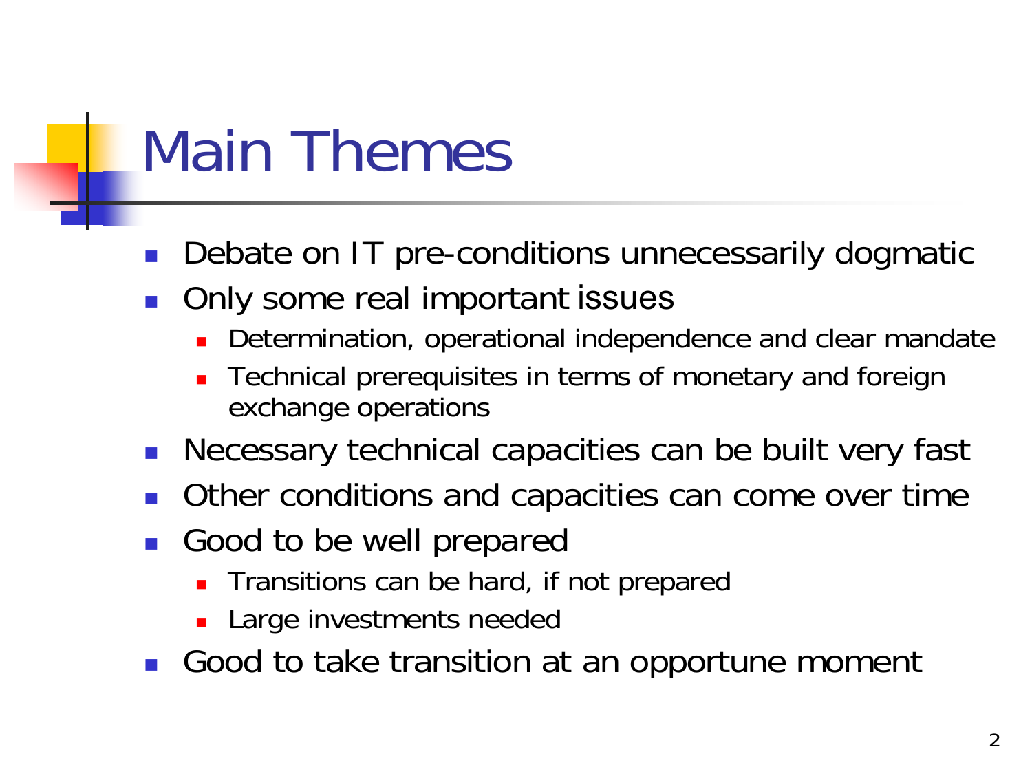# Main Themes

- Debate on IT pre-conditions unnecessarily dogmatic
- Only some real important issues
  - Determination, operational independence and clear mandate
  - Technical prerequisites in terms of monetary and foreign exchange operations
- Necessary technical capacities can be built very fast
- Other conditions and capacities can come over time
- Good to be well prepared
  - Transitions can be hard, if not prepared
  - Large investments needed
- Good to take transition at an opportune moment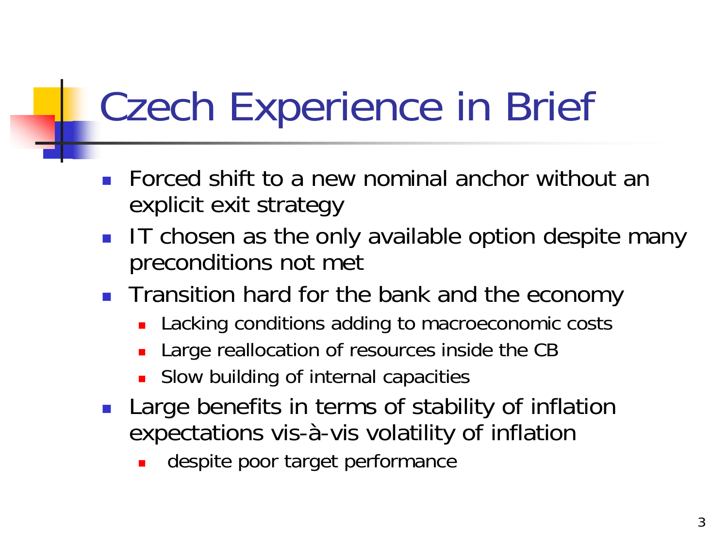# Czech Experience in Brief

- Forced shift to a new nominal anchor without an explicit exit strategy
- IT chosen as the only available option despite many preconditions not met
- Transition hard for the bank and the economy
  - Lacking conditions adding to macroeconomic costs
  - Large reallocation of resources inside the CB
  - Slow building of internal capacities
- Large benefits in terms of stability of inflation expectations vis-à-vis volatility of inflation
  - despite poor target performance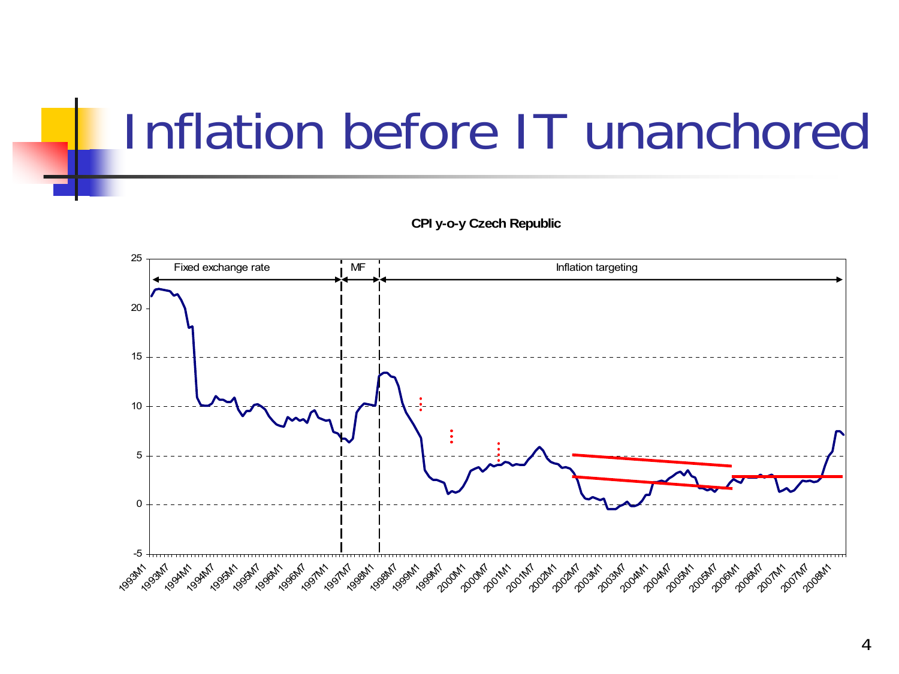# Inflation before IT unanchored

**CPI y-o-y Czech Republic**

Fixed exchange rate | MF | Inflation targeting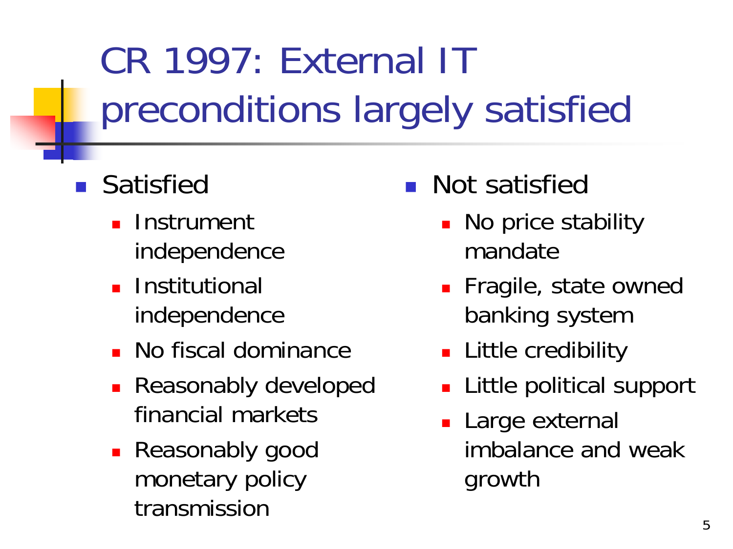# CR 1997: External IT preconditions largely satisfied

- Satisfied
  - Instrument independence
  - Institutional independence
  - No fiscal dominance
  - Reasonably developed financial markets
  - Reasonably good monetary policy transmission
- Not satisfied
  - No price stability mandate
  - Fragile, state owned banking system
  - Little credibility
  - Little political support
  - Large external imbalance and weak growth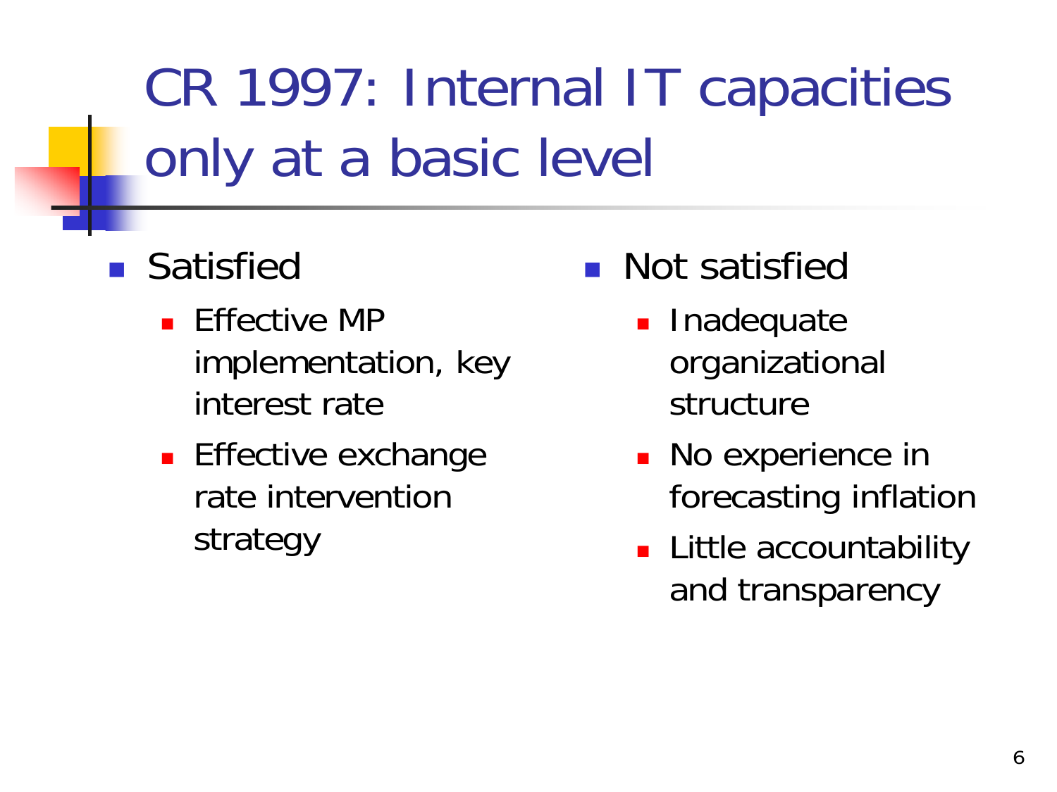# CR 1997: Internal IT capacities only at a basic level

- Satisfied
  - Effective MP implementation, key interest rate
  - Effective exchange rate intervention strategy
- Not satisfied
  - Inadequate organizational structure
  - No experience in forecasting inflation
  - Little accountability and transparency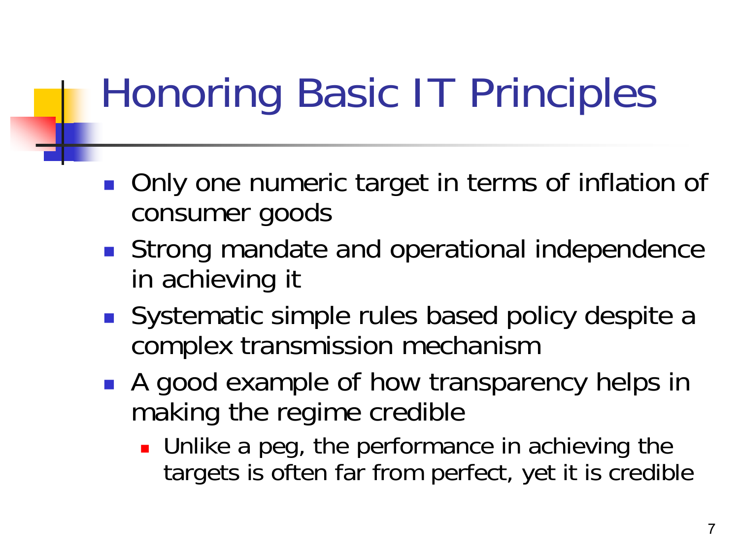# Honoring Basic IT Principles

- Only one numeric target in terms of inflation of consumer goods
- Strong mandate and operational independence in achieving it
- Systematic simple rules based policy despite a complex transmission mechanism
- A good example of how transparency helps in making the regime credible
  - Unlike a peg, the performance in achieving the targets is often far from perfect, yet it is credible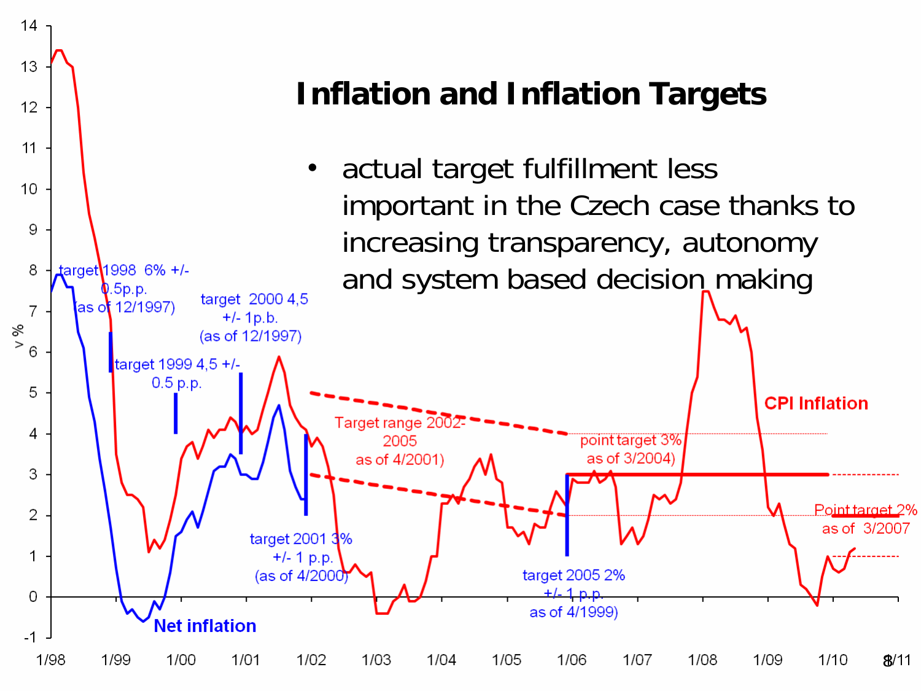# Inflation and Inflation Targets

- actual target fulfillment less important in the Czech case thanks to increasing transparency, autonomy and system based decision making

target 1998 6% +/- 0.5p.p. (as of 12/1997)

target 1999 4,5 +/- 0.5 p.p.

target 2000 4,5 +/- 1p.b. (as of 12/1997)

target 2001 3% +/- 1 p.p. (as of 4/2000)

Target range 2002-2005 as of 4/2001)

point target 3% as of 3/2004)

target 2005 2% +/- 1 p.p. as of 4/1999)

Point target 2% as of 3/2007

CPI Inflation

Net inflation

v %

14, 13, 12, 11, 10, 9, 8, 7, 6, 5, 4, 3, 2, 1, 0, -1

1/98, 1/99, 1/00, 1/01, 1/02, 1/03, 1/04, 1/05, 1/06, 1/07, 1/08, 1/09, 1/10, 1/11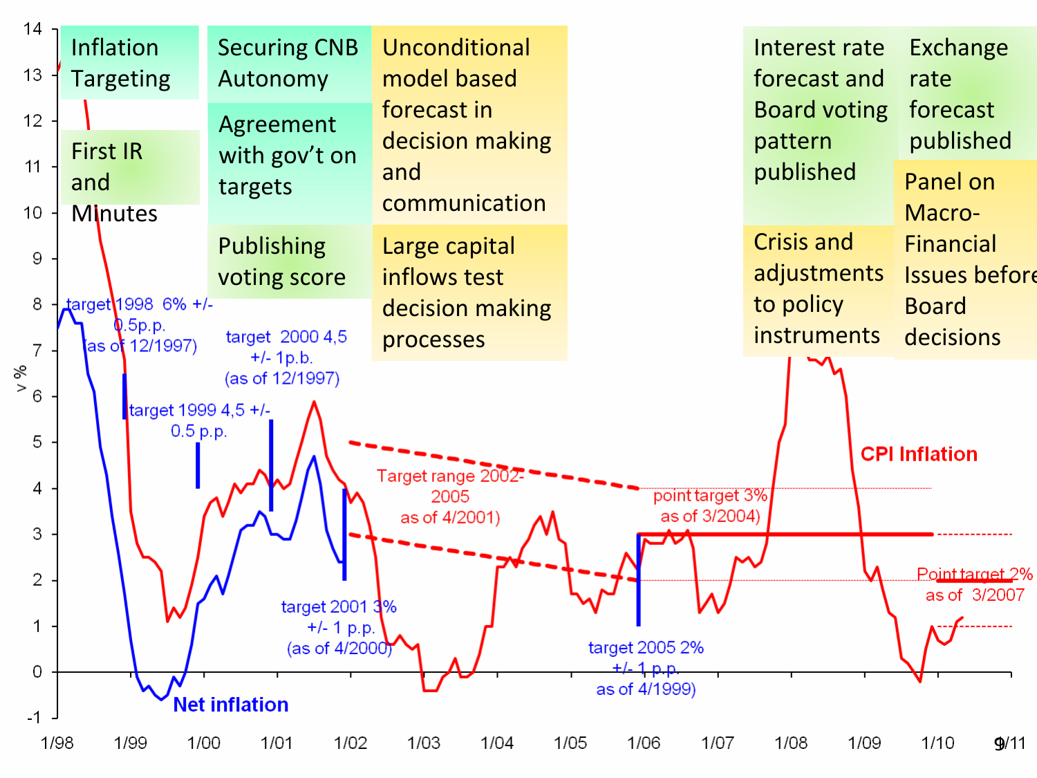Inflation Targeting

First IR and Minutes

Securing CNB Autonomy

Agreement with gov't on targets

Publishing voting score

Unconditional model based forecast in decision making and communication

Large capital inflows test decision making processes

Interest rate forecast and Board voting pattern published

Crisis and adjustments to policy instruments

Exchange rate forecast published

Panel on Macro-Financial Issues before Board decisions

target 1998 6% +/- 0.5p.p. (as of 12/1997)

target 1999 4,5 +/- 0.5 p.p.

target 2000 4,5 +/- 1p.b. (as of 12/1997)

target 2001 3% +/- 1 p.p. (as of 4/2000)

Target range 2002-2005 as of 4/2001)

point target 3% as of 3/2004)

target 2005 2% +/- 1 p.p. as of 4/1999)

Point target 2% as of 3/2007

CPI Inflation

Net inflation

v %

1/98 1/99 1/00 1/01 1/02 1/03 1/04 1/05 1/06 1/07 1/08 1/09 1/10 1/11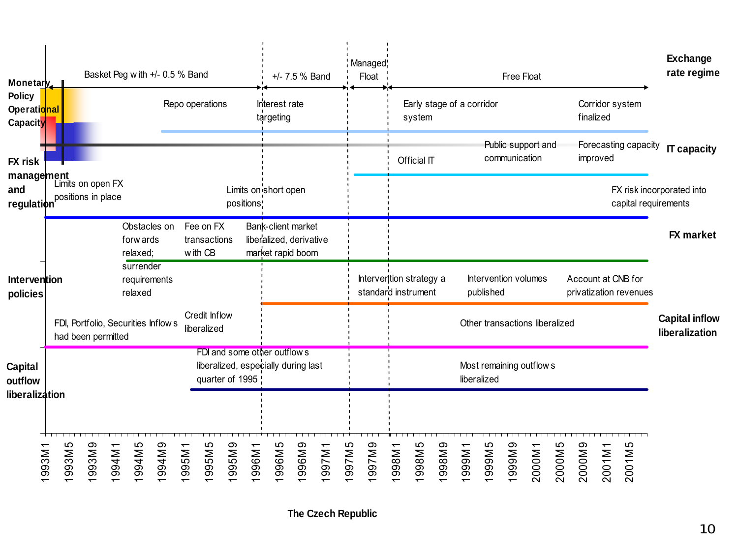Exchange rate regime

Basket Peg with +/- 0.5 % Band

+/- 7.5 % Band

Managed Float

Free Float

Monetary Policy Operational Capacity

Repo operations

Interest rate targeting

Early stage of a corridor system

Corridor system finalized

IT capacity

Official IT

Public support and communication

Forecasting capacity improved

FX risk management and regulation

Limits on open FX positions in place

Limits on short open positions

FX risk incorporated into capital requirements

FX market

Obstacles on forwards relaxed; surrender requirements relaxed

Fee on FX transactions with CB

Bank-client market liberalized, derivative market rapid boom

Intervention policies

Intervention strategy a standard instrument

Intervention volumes published

Account at CNB for privatization revenues

Capital inflow liberalization

FDI, Portfolio, Securities Inflows had been permitted

Credit Inflow liberalized

Other transactions liberalized

Capital outflow liberalization

FDI and some other outflows liberalized, especially during last quarter of 1995

Most remaining outflows liberalized

1993M1 1993M5 1993M9 1994M1 1994M5 1994M9 1995M1 1995M5 1995M9 1996M1 1996M5 1996M9 1997M1 1997M5 1997M9 1998M1 1998M5 1998M9 1999M1 1999M5 1999M9 2000M1 2000M5 2000M9 2001M1 2001M5

The Czech Republic